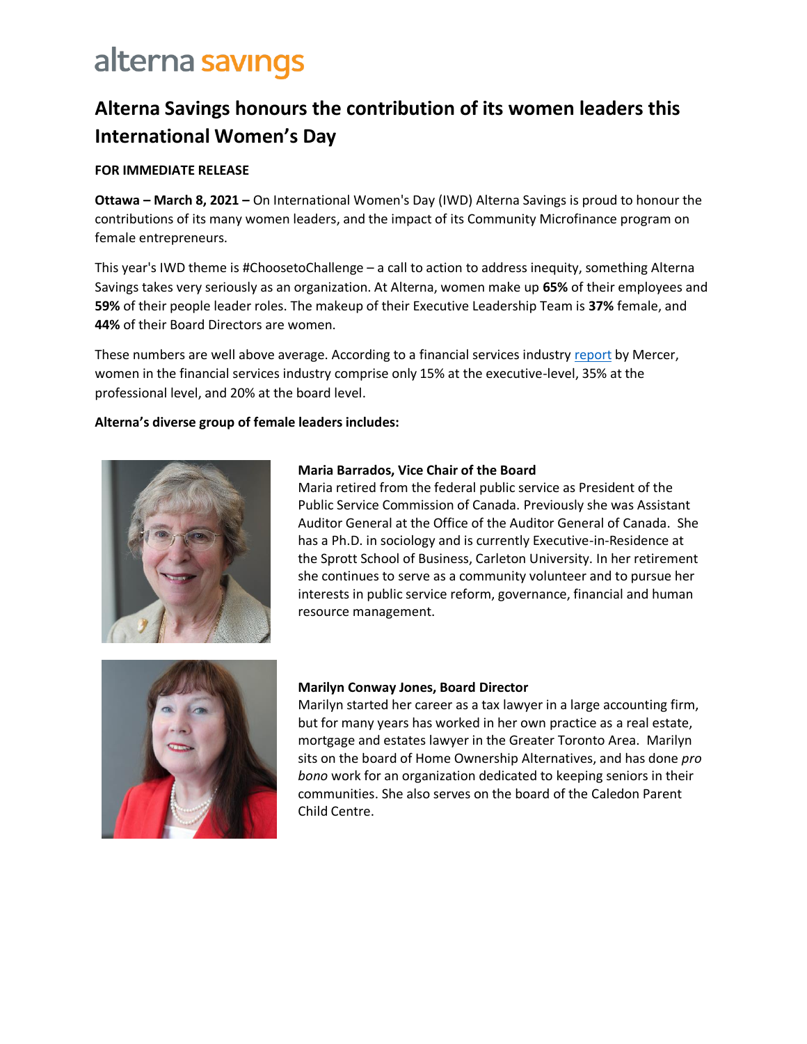alterna savings

# Alterna Savings honours the contribution of its women leaders this International Women's Day

**FOR IMMEDIATE RELEASE**

**Ottawa – March 8, 2021 –** On International Women's Day (IWD) Alterna Savings is proud to honour the contributions of its many women leaders, and the impact of its Community Microfinance program on female entrepreneurs.

This year's IWD theme is #ChoosetoChallenge – a call to action to address inequity, something Alterna Savings takes very seriously as an organization. At Alterna, women make up **65%** of their employees and **59%** of their people leader roles. The makeup of their Executive Leadership Team is **37%** female, and **44%** of their Board Directors are women.

These numbers are well above average. According to a financial services industry report by Mercer, women in the financial services industry comprise only 15% at the executive-level, 35% at the professional level, and 20% at the board level.

**Alterna's diverse group of female leaders includes:**

**Maria Barrados, Vice Chair of the Board**
Maria retired from the federal public service as President of the Public Service Commission of Canada. Previously she was Assistant Auditor General at the Office of the Auditor General of Canada. She has a Ph.D. in sociology and is currently Executive-in-Residence at the Sprott School of Business, Carleton University. In her retirement she continues to serve as a community volunteer and to pursue her interests in public service reform, governance, financial and human resource management.

**Marilyn Conway Jones, Board Director**
Marilyn started her career as a tax lawyer in a large accounting firm, but for many years has worked in her own practice as a real estate, mortgage and estates lawyer in the Greater Toronto Area. Marilyn sits on the board of Home Ownership Alternatives, and has done *pro bono* work for an organization dedicated to keeping seniors in their communities. She also serves on the board of the Caledon Parent Child Centre.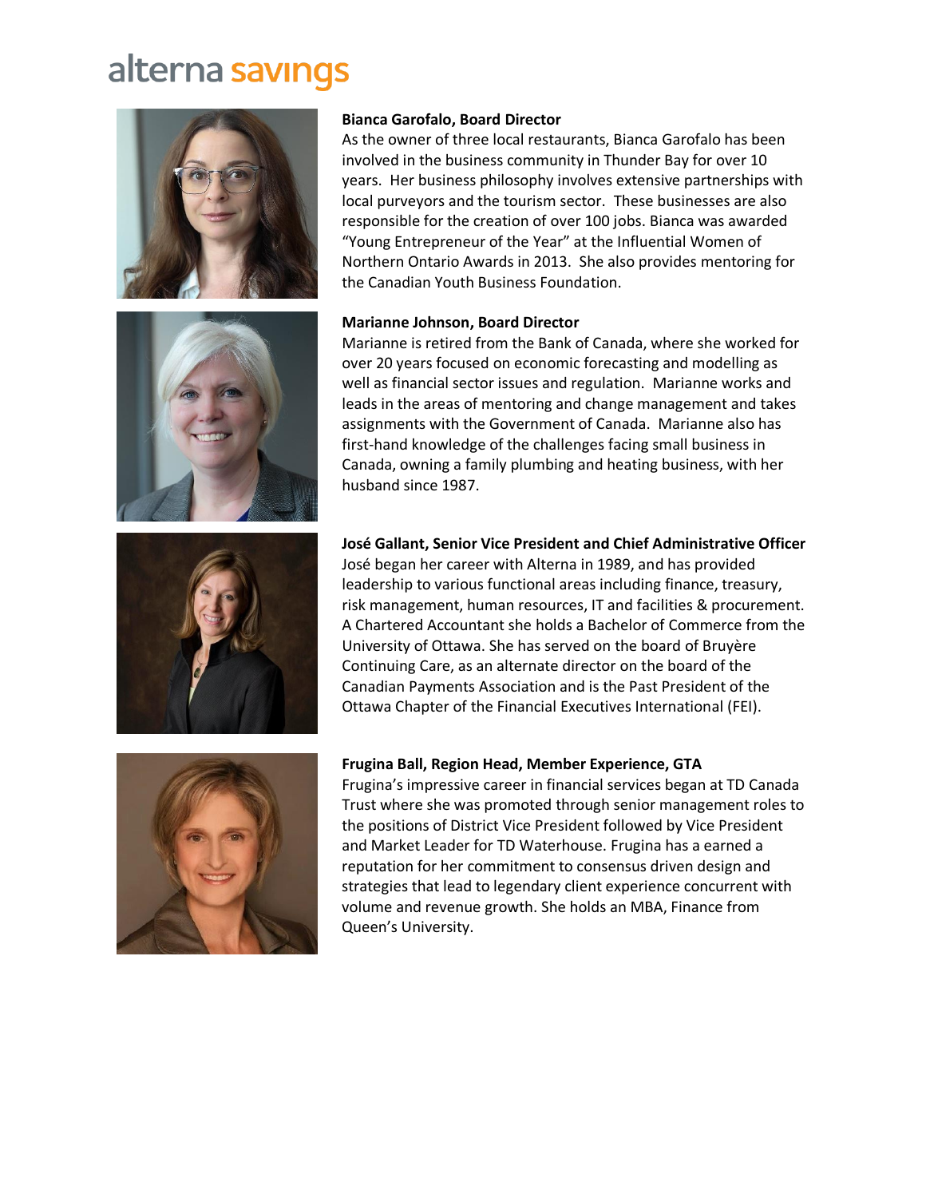# alterna savings

**Bianca Garofalo, Board Director**
As the owner of three local restaurants, Bianca Garofalo has been involved in the business community in Thunder Bay for over 10 years. Her business philosophy involves extensive partnerships with local purveyors and the tourism sector. These businesses are also responsible for the creation of over 100 jobs. Bianca was awarded "Young Entrepreneur of the Year" at the Influential Women of Northern Ontario Awards in 2013. She also provides mentoring for the Canadian Youth Business Foundation.

**Marianne Johnson, Board Director**
Marianne is retired from the Bank of Canada, where she worked for over 20 years focused on economic forecasting and modelling as well as financial sector issues and regulation. Marianne works and leads in the areas of mentoring and change management and takes assignments with the Government of Canada. Marianne also has first-hand knowledge of the challenges facing small business in Canada, owning a family plumbing and heating business, with her husband since 1987.

**José Gallant, Senior Vice President and Chief Administrative Officer**
José began her career with Alterna in 1989, and has provided leadership to various functional areas including finance, treasury, risk management, human resources, IT and facilities & procurement. A Chartered Accountant she holds a Bachelor of Commerce from the University of Ottawa. She has served on the board of Bruyère Continuing Care, as an alternate director on the board of the Canadian Payments Association and is the Past President of the Ottawa Chapter of the Financial Executives International (FEI).

**Frugina Ball, Region Head, Member Experience, GTA**
Frugina's impressive career in financial services began at TD Canada Trust where she was promoted through senior management roles to the positions of District Vice President followed by Vice President and Market Leader for TD Waterhouse. Frugina has a earned a reputation for her commitment to consensus driven design and strategies that lead to legendary client experience concurrent with volume and revenue growth. She holds an MBA, Finance from Queen's University.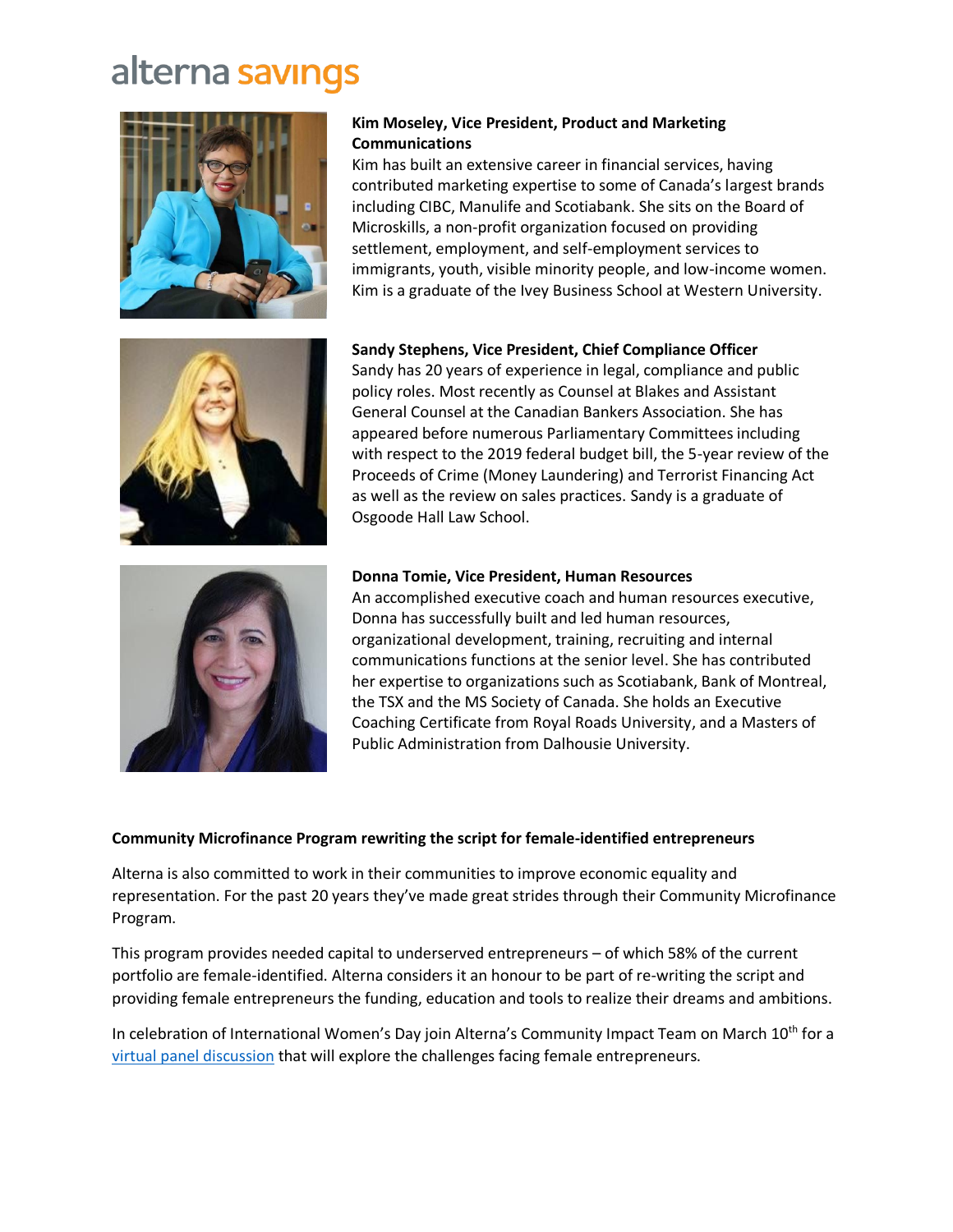**Kim Moseley, Vice President, Product and Marketing Communications**
Kim has built an extensive career in financial services, having contributed marketing expertise to some of Canada's largest brands including CIBC, Manulife and Scotiabank. She sits on the Board of Microskills, a non-profit organization focused on providing settlement, employment, and self-employment services to immigrants, youth, visible minority people, and low-income women. Kim is a graduate of the Ivey Business School at Western University.

**Sandy Stephens, Vice President, Chief Compliance Officer**
Sandy has 20 years of experience in legal, compliance and public policy roles. Most recently as Counsel at Blakes and Assistant General Counsel at the Canadian Bankers Association. She has appeared before numerous Parliamentary Committees including with respect to the 2019 federal budget bill, the 5-year review of the Proceeds of Crime (Money Laundering) and Terrorist Financing Act as well as the review on sales practices. Sandy is a graduate of Osgoode Hall Law School.

**Donna Tomie, Vice President, Human Resources**
An accomplished executive coach and human resources executive, Donna has successfully built and led human resources, organizational development, training, recruiting and internal communications functions at the senior level. She has contributed her expertise to organizations such as Scotiabank, Bank of Montreal, the TSX and the MS Society of Canada. She holds an Executive Coaching Certificate from Royal Roads University, and a Masters of Public Administration from Dalhousie University.

**Community Microfinance Program rewriting the script for female-identified entrepreneurs**

Alterna is also committed to work in their communities to improve economic equality and representation. For the past 20 years they've made great strides through their Community Microfinance Program.

This program provides needed capital to underserved entrepreneurs – of which 58% of the current portfolio are female-identified. Alterna considers it an honour to be part of re-writing the script and providing female entrepreneurs the funding, education and tools to realize their dreams and ambitions.

In celebration of International Women's Day join Alterna's Community Impact Team on March 10th for a virtual panel discussion that will explore the challenges facing female entrepreneurs.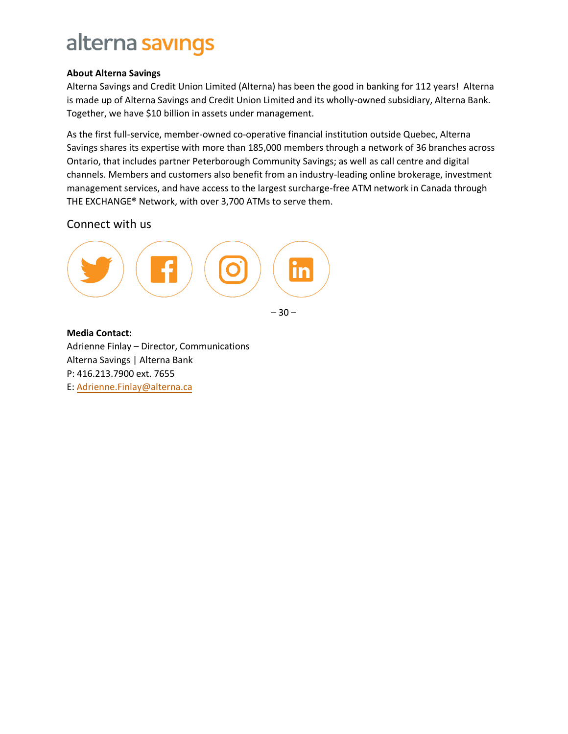alterna savings

**About Alterna Savings**

Alterna Savings and Credit Union Limited (Alterna) has been the good in banking for 112 years! Alterna is made up of Alterna Savings and Credit Union Limited and its wholly-owned subsidiary, Alterna Bank. Together, we have $10 billion in assets under management.

As the first full-service, member-owned co-operative financial institution outside Quebec, Alterna Savings shares its expertise with more than 185,000 members through a network of 36 branches across Ontario, that includes partner Peterborough Community Savings; as well as call centre and digital channels. Members and customers also benefit from an industry-leading online brokerage, investment management services, and have access to the largest surcharge-free ATM network in Canada through THE EXCHANGE® Network, with over 3,700 ATMs to serve them.

Connect with us

– 30 –

**Media Contact:**
Adrienne Finlay – Director, Communications
Alterna Savings | Alterna Bank
P: 416.213.7900 ext. 7655
E: Adrienne.Finlay@alterna.ca